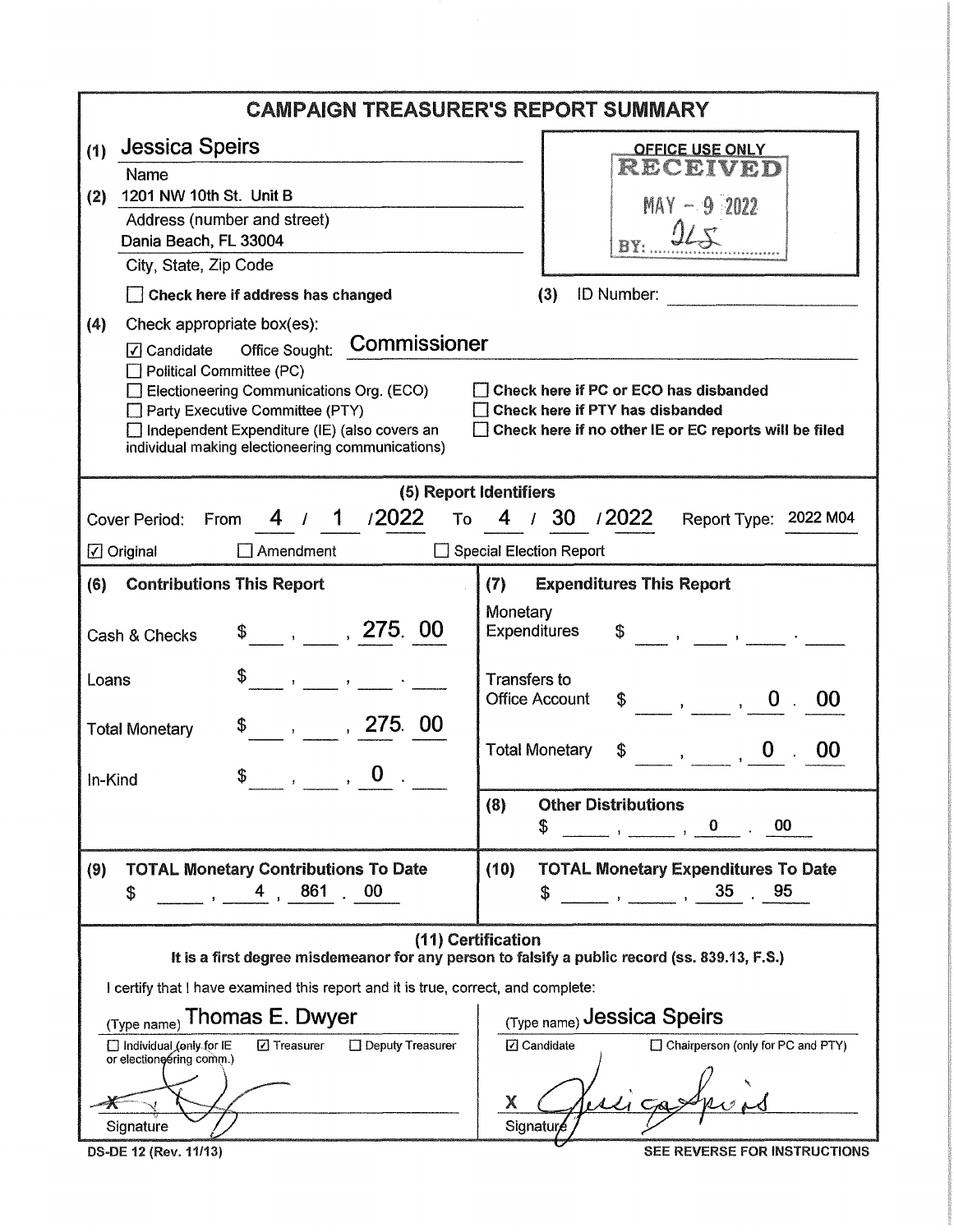# CAMPAIGN TREASURER'S REPORT SUMMARY

(1) Jessica Speirs
Name

(2) 1201 NW 10th St. Unit B
Address (number and street)
Dania Beach, FL 33004
City, State, Zip Code

☐ **Check here if address has changed**

OFFICE USE ONLY
RECEIVED
MAY - 9 2022
BY: DLS

(3) ID Number:

(4) Check appropriate box(es):

☑ Candidate   Office Sought: **Commissioner**
☐ Political Committee (PC)
☐ Electioneering Communications Org. (ECO)
☐ Party Executive Committee (PTY)
☐ Independent Expenditure (IE) (also covers an individual making electioneering communications)

☐ **Check here if PC or ECO has disbanded**
☐ **Check here if PTY has disbanded**
☐ **Check here if no other IE or EC reports will be filed**

## (5) Report Identifiers

Cover Period: From 4 / 1 /2022 To 4 / 30 /2022   Report Type: 2022 M04

☑ Original   ☐ Amendment   ☐ Special Election Report

| (6) Contributions This Report | | (7) Expenditures This Report | |
|---|---|---|---|
| Cash & Checks | $ 275.00 | Monetary Expenditures | $ |
| Loans | $ | Transfers to Office Account | $ 0.00 |
| Total Monetary | $ 275.00 | Total Monetary | $ 0.00 |
| In-Kind | $ 0. | (8) Other Distributions | $ 0.00 |

| (9) TOTAL Monetary Contributions To Date | (10) TOTAL Monetary Expenditures To Date |
|---|---|
| $ 4,861.00 | $ 35.95 |

## (11) Certification

**It is a first degree misdemeanor for any person to falsify a public record (ss. 839.13, F.S.)**

I certify that I have examined this report and it is true, correct, and complete:

(Type name) Thomas E. Dwyer
☐ Individual (only for IE or electioneering comm.)   ☑ Treasurer   ☐ Deputy Treasurer
X [signature]
Signature

(Type name) Jessica Speirs
☑ Candidate   ☐ Chairperson (only for PC and PTY)
X [signature]
Signature

DS-DE 12 (Rev. 11/13)   SEE REVERSE FOR INSTRUCTIONS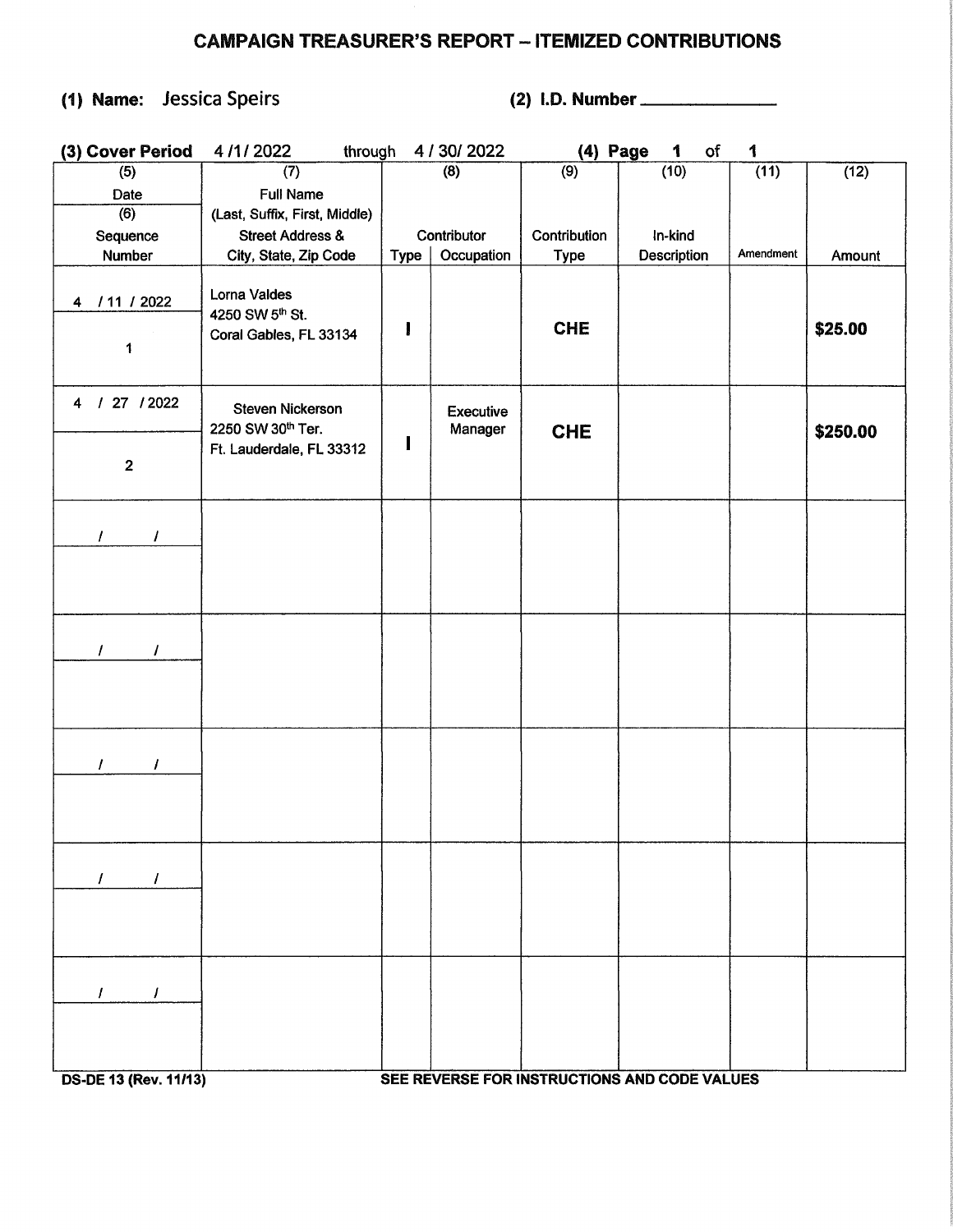# CAMPAIGN TREASURER'S REPORT – ITEMIZED CONTRIBUTIONS

**(1) Name:** Jessica Speirs **(2) I.D. Number** \_\_\_\_\_\_\_\_\_\_\_\_\_\_

**(3) Cover Period** 4 /1/ 2022 through 4 / 30/ 2022 **(4) Page** 1 of 1

| (5) Date / (6) Sequence Number | (7) Full Name (Last, Suffix, First, Middle) Street Address & City, State, Zip Code | (8) Contributor Type | (8) Contributor Occupation | (9) Contribution Type | (10) In-kind Description | (11) Amendment | (12) Amount |
|---|---|---|---|---|---|---|---|
| 4 / 11 / 2022<br>1 | Lorna Valdes<br>4250 SW 5th St.<br>Coral Gables, FL 33134 | I | | CHE | | | $25.00 |
| 4 / 27 / 2022<br>2 | Steven Nickerson<br>2250 SW 30th Ter.<br>Ft. Lauderdale, FL 33312 | I | Executive Manager | CHE | | | $250.00 |
| / / | | | | | | | |
| / / | | | | | | | |
| / / | | | | | | | |
| / / | | | | | | | |
| / / | | | | | | | |

DS-DE 13 (Rev. 11/13) SEE REVERSE FOR INSTRUCTIONS AND CODE VALUES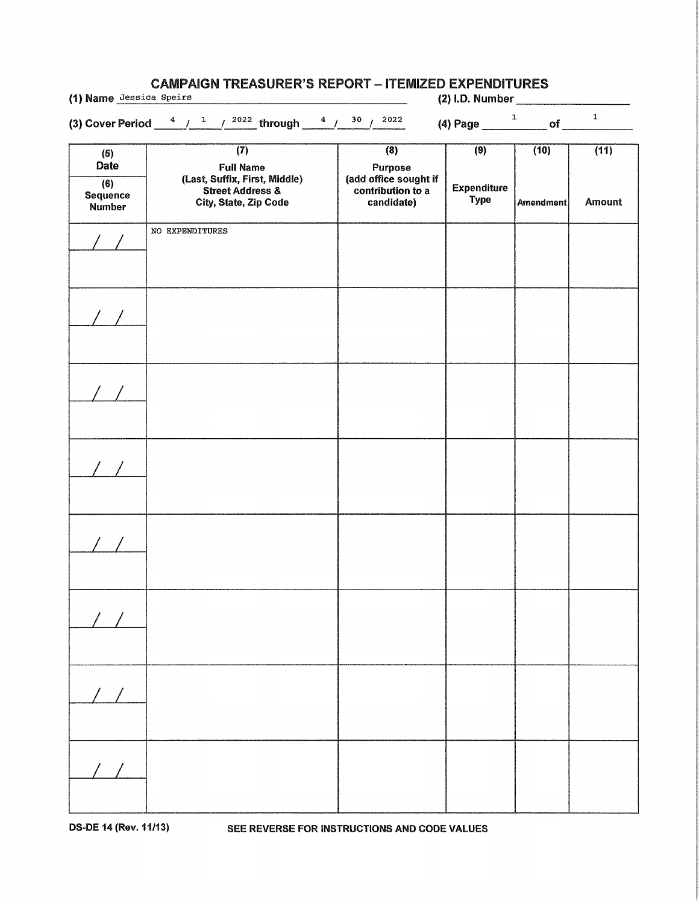# CAMPAIGN TREASURER'S REPORT – ITEMIZED EXPENDITURES

(1) Name Jessica Speirs (2) I.D. Number

(3) Cover Period 4 / 1 / 2022 through 4 / 30 / 2022 (4) Page 1 of 1

| (5) Date / (6) Sequence Number | (7) Full Name (Last, Suffix, First, Middle) Street Address & City, State, Zip Code | (8) Purpose (add office sought if contribution to a candidate) | (9) Expenditure Type | (10) Amendment | (11) Amount |
|---|---|---|---|---|---|
| / / | NO EXPENDITURES | | | | |
| / / | | | | | |
| / / | | | | | |
| / / | | | | | |
| / / | | | | | |
| / / | | | | | |
| / / | | | | | |
| / / | | | | | |

DS-DE 14 (Rev. 11/13) SEE REVERSE FOR INSTRUCTIONS AND CODE VALUES